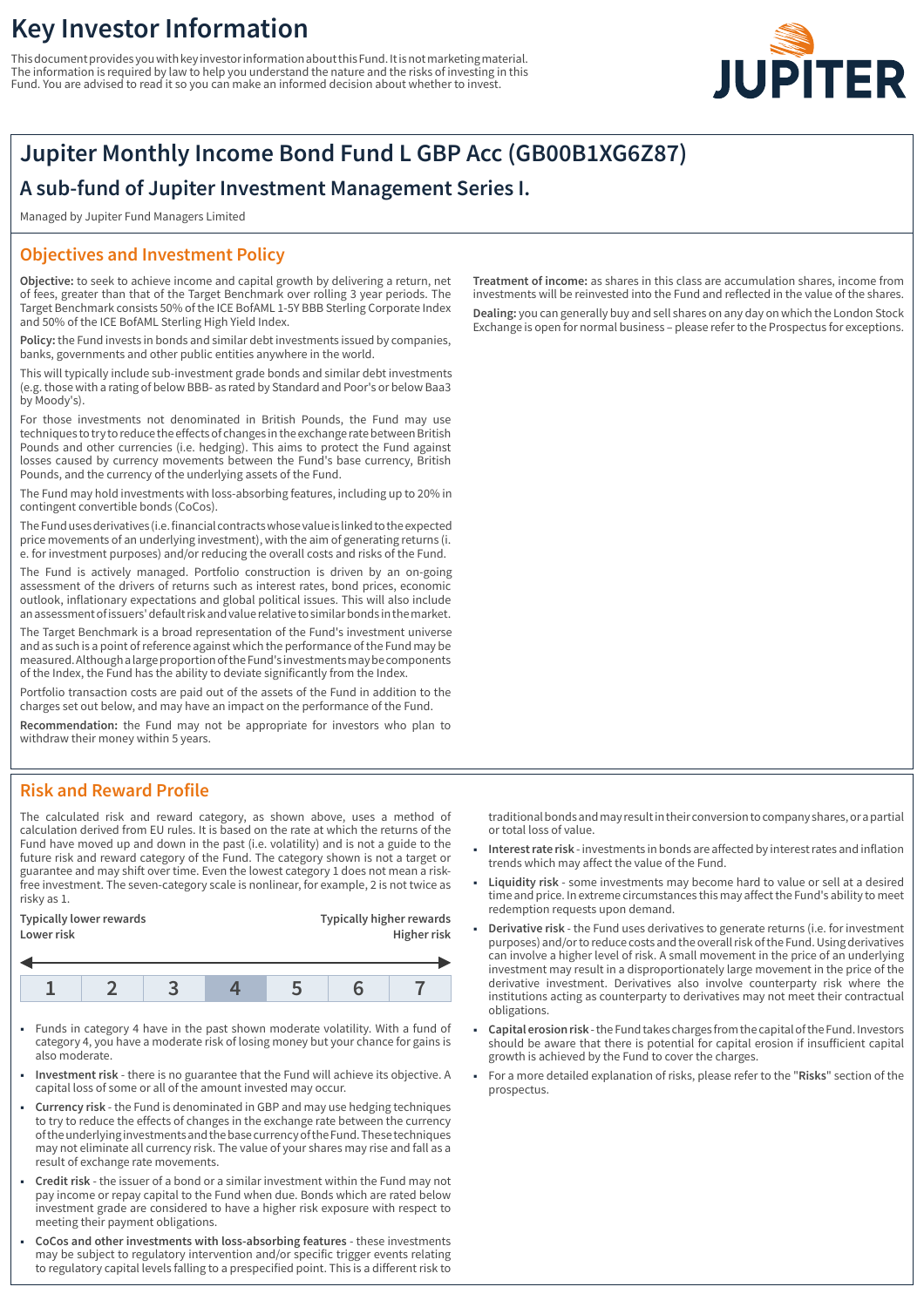# Key Investor Information

This document provides you with key investor information about this Fund. It is not marketing material. The information is required by law to help you understand the nature and the risks of investing in this Fund. You are advised to read it so you can make an informed decision about whether to invest.

JUPITER

## Jupiter Monthly Income Bond Fund L GBP Acc (GB00B1XG6Z87)

### A sub-fund of Jupiter Investment Management Series I.

Managed by Jupiter Fund Managers Limited

## Objectives and Investment Policy

**Objective:** to seek to achieve income and capital growth by delivering a return, net of fees, greater than that of the Target Benchmark over rolling 3 year periods. The Target Benchmark consists 50% of the ICE BofAML 1-5Y BBB Sterling Corporate Index and 50% of the ICE BofAML Sterling High Yield Index.

**Policy:** the Fund invests in bonds and similar debt investments issued by companies, banks, governments and other public entities anywhere in the world.

This will typically include sub-investment grade bonds and similar debt investments (e.g. those with a rating of below BBB- as rated by Standard and Poor's or below Baa3 by Moody's).

For those investments not denominated in British Pounds, the Fund may use techniques to try to reduce the effects of changes in the exchange rate between British Pounds and other currencies (i.e. hedging). This aims to protect the Fund against losses caused by currency movements between the Fund's base currency, British Pounds, and the currency of the underlying assets of the Fund.

The Fund may hold investments with loss-absorbing features, including up to 20% in contingent convertible bonds (CoCos).

The Fund uses derivatives (i.e. financial contracts whose value is linked to the expected price movements of an underlying investment), with the aim of generating returns (i.e. for investment purposes) and/or reducing the overall costs and risks of the Fund.

The Fund is actively managed. Portfolio construction is driven by an on-going assessment of the drivers of returns such as interest rates, bond prices, economic outlook, inflationary expectations and global political issues. This will also include an assessment of issuers' default risk and value relative to similar bonds in the market.

The Target Benchmark is a broad representation of the Fund's investment universe and as such is a point of reference against which the performance of the Fund may be measured. Although a large proportion of the Fund's investments may be components of the Index, the Fund has the ability to deviate significantly from the Index.

Portfolio transaction costs are paid out of the assets of the Fund in addition to the charges set out below, and may have an impact on the performance of the Fund.

**Recommendation:** the Fund may not be appropriate for investors who plan to withdraw their money within 5 years.

**Treatment of income:** as shares in this class are accumulation shares, income from investments will be reinvested into the Fund and reflected in the value of the shares.

**Dealing:** you can generally buy and sell shares on any day on which the London Stock Exchange is open for normal business – please refer to the Prospectus for exceptions.

## Risk and Reward Profile

The calculated risk and reward category, as shown above, uses a method of calculation derived from EU rules. It is based on the rate at which the returns of the Fund have moved up and down in the past (i.e. volatility) and is not a guide to the future risk and reward category of the Fund. The category shown is not a target or guarantee and may shift over time. Even the lowest category 1 does not mean a risk-free investment. The seven-category scale is nonlinear, for example, 2 is not twice as risky as 1.

**Typically lower rewards / Lower risk** — **Typically higher rewards / Higher risk**

| 1 | 2 | 3 | **4** | 5 | 6 | 7 |
|---|---|---|---|---|---|---|

- Funds in category 4 have in the past shown moderate volatility. With a fund of category 4, you have a moderate risk of losing money but your chance for gains is also moderate.
- **Investment risk** - there is no guarantee that the Fund will achieve its objective. A capital loss of some or all of the amount invested may occur.
- **Currency risk** - the Fund is denominated in GBP and may use hedging techniques to try to reduce the effects of changes in the exchange rate between the currency of the underlying investments and the base currency of the Fund. These techniques may not eliminate all currency risk. The value of your shares may rise and fall as a result of exchange rate movements.
- **Credit risk** - the issuer of a bond or a similar investment within the Fund may not pay income or repay capital to the Fund when due. Bonds which are rated below investment grade are considered to have a higher risk exposure with respect to meeting their payment obligations.
- **CoCos and other investments with loss-absorbing features** - these investments may be subject to regulatory intervention and/or specific trigger events relating to regulatory capital levels falling to a prespecified point. This is a different risk to traditional bonds and may result in their conversion to company shares, or a partial or total loss of value.
- **Interest rate risk** - investments in bonds are affected by interest rates and inflation trends which may affect the value of the Fund.
- **Liquidity risk** - some investments may become hard to value or sell at a desired time and price. In extreme circumstances this may affect the Fund's ability to meet redemption requests upon demand.
- **Derivative risk** - the Fund uses derivatives to generate returns (i.e. for investment purposes) and/or to reduce costs and the overall risk of the Fund. Using derivatives can involve a higher level of risk. A small movement in the price of an underlying investment may result in a disproportionately large movement in the price of the derivative investment. Derivatives also involve counterparty risk where the institutions acting as counterparty to derivatives may not meet their contractual obligations.
- **Capital erosion risk** - the Fund takes charges from the capital of the Fund. Investors should be aware that there is potential for capital erosion if insufficient capital growth is achieved by the Fund to cover the charges.
- For a more detailed explanation of risks, please refer to the "**Risks**" section of the prospectus.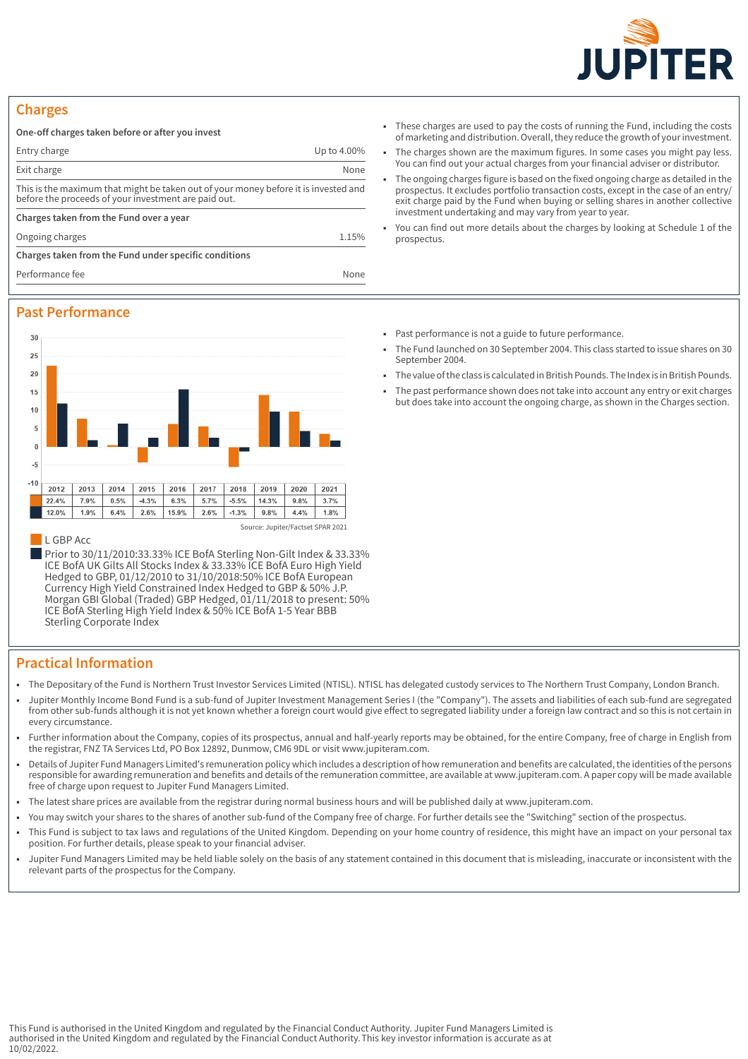## Charges

| One-off charges taken before or after you invest | |
|---|---|
| Entry charge | Up to 4.00% |
| Exit charge | None |
| This is the maximum that might be taken out of your money before it is invested and before the proceeds of your investment are paid out. | |
| **Charges taken from the Fund over a year** | |
| Ongoing charges | 1.15% |
| **Charges taken from the Fund under specific conditions** | |
| Performance fee | None |

- These charges are used to pay the costs of running the Fund, including the costs of marketing and distribution. Overall, they reduce the growth of your investment.
- The charges shown are the maximum figures. In some cases you might pay less. You can find out your actual charges from your financial adviser or distributor.
- The ongoing charges figure is based on the fixed ongoing charge as detailed in the prospectus. It excludes portfolio transaction costs, except in the case of an entry/exit charge paid by the Fund when buying or selling shares in another collective investment undertaking and may vary from year to year.
- You can find out more details about the charges by looking at Schedule 1 of the prospectus.

## Past Performance

30
25
20
15
10
5
0
-5
-10

2012 2013 2014 2015 2016 2017 2018 2019 2020 2021
22.4% 7.9% 0.5% -4.3% 6.3% 5.7% -5.5% 14.3% 9.8% 3.7%
12.0% 1.9% 6.4% 2.6% 15.9% 2.6% -1.3% 9.8% 4.4% 1.8%

Source: Jupiter/Factset SPAR 2021

L GBP Acc

Prior to 30/11/2010:33.33% ICE BofA Sterling Non-Gilt Index & 33.33% ICE BofA UK Gilts All Stocks Index & 33.33% ICE BofA Euro High Yield Hedged to GBP, 01/12/2010 to 31/10/2018:50% ICE BofA European Currency High Yield Constrained Index Hedged to GBP & 50% J.P. Morgan GBI Global (Traded) GBP Hedged, 01/11/2018 to present: 50% ICE BofA Sterling High Yield Index & 50% ICE BofA 1-5 Year BBB Sterling Corporate Index

- Past performance is not a guide to future performance.
- The Fund launched on 30 September 2004. This class started to issue shares on 30 September 2004.
- The value of the class is calculated in British Pounds. The Index is in British Pounds.
- The past performance shown does not take into account any entry or exit charges but does take into account the ongoing charge, as shown in the Charges section.

## Practical Information

- The Depositary of the Fund is Northern Trust Investor Services Limited (NTISL). NTISL has delegated custody services to The Northern Trust Company, London Branch.
- Jupiter Monthly Income Bond Fund is a sub-fund of Jupiter Investment Management Series I (the "Company"). The assets and liabilities of each sub-fund are segregated from other sub-funds although it is not yet known whether a foreign court would give effect to segregated liability under a foreign law contract and so this is not certain in every circumstance.
- Further information about the Company, copies of its prospectus, annual and half-yearly reports may be obtained, for the entire Company, free of charge in English from the registrar, FNZ TA Services Ltd, PO Box 12892, Dunmow, CM6 9DL or visit www.jupiteram.com.
- Details of Jupiter Fund Managers Limited's remuneration policy which includes a description of how remuneration and benefits are calculated, the identities of the persons responsible for awarding remuneration and benefits and details of the remuneration committee, are available at www.jupiteram.com. A paper copy will be made available free of charge upon request to Jupiter Fund Managers Limited.
- The latest share prices are available from the registrar during normal business hours and will be published daily at www.jupiteram.com.
- You may switch your shares to the shares of another sub-fund of the Company free of charge. For further details see the "Switching" section of the prospectus.
- This Fund is subject to tax laws and regulations of the United Kingdom. Depending on your home country of residence, this might have an impact on your personal tax position. For further details, please speak to your financial adviser.
- Jupiter Fund Managers Limited may be held liable solely on the basis of any statement contained in this document that is misleading, inaccurate or inconsistent with the relevant parts of the prospectus for the Company.

This Fund is authorised in the United Kingdom and regulated by the Financial Conduct Authority. Jupiter Fund Managers Limited is authorised in the United Kingdom and regulated by the Financial Conduct Authority. This key investor information is accurate as at 10/02/2022.